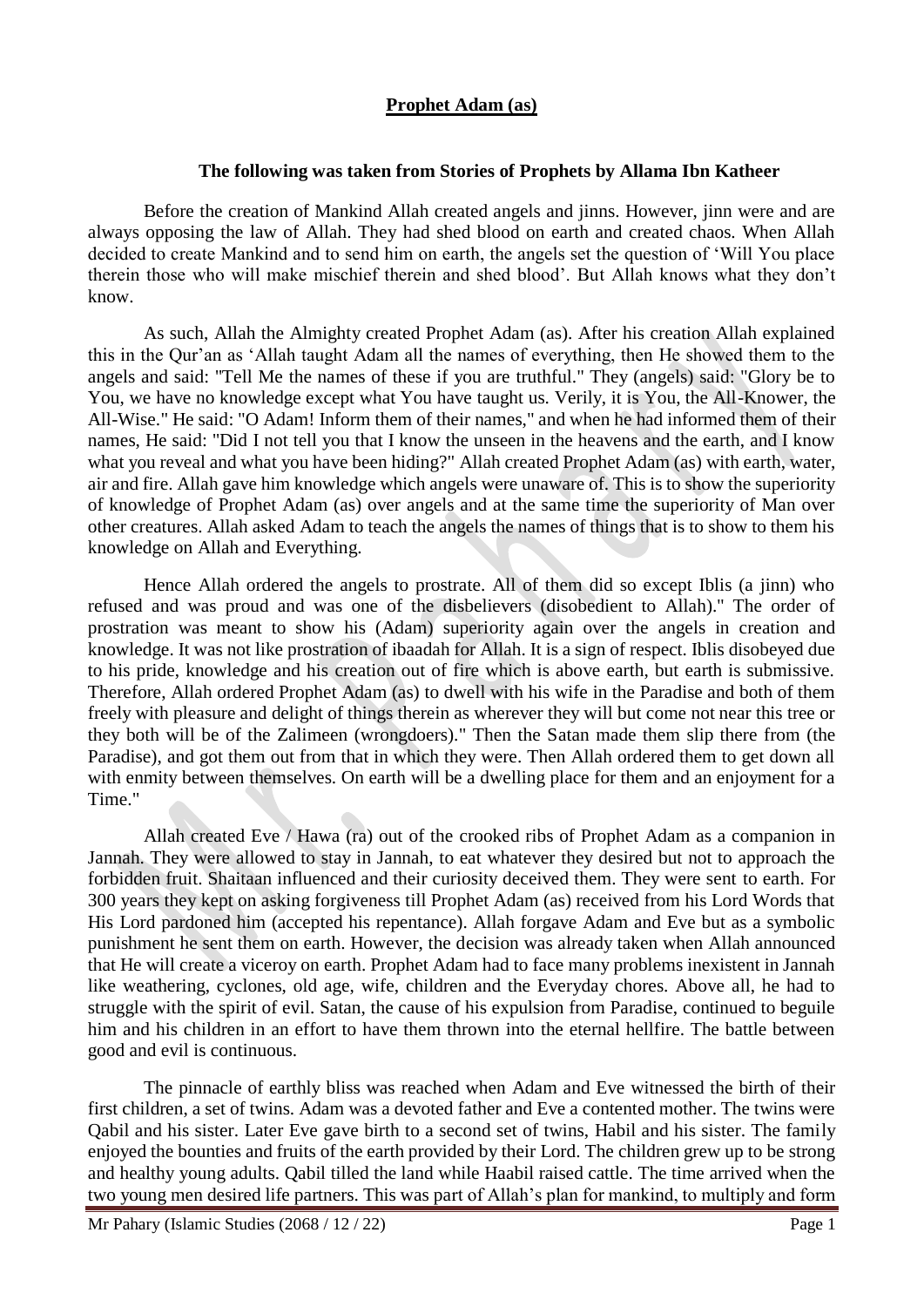# **Prophet Adam (as)**

**The following was taken from Stories of Prophets by Allama Ibn Katheer**

Before the creation of Mankind Allah created angels and jinns. However, jinn were and are always opposing the law of Allah. They had shed blood on earth and created chaos. When Allah decided to create Mankind and to send him on earth, the angels set the question of 'Will You place therein those who will make mischief therein and shed blood'. But Allah knows what they don't know.

As such, Allah the Almighty created Prophet Adam (as). After his creation Allah explained this in the Qur'an as 'Allah taught Adam all the names of everything, then He showed them to the angels and said: "Tell Me the names of these if you are truthful." They (angels) said: "Glory be to You, we have no knowledge except what You have taught us. Verily, it is You, the All-Knower, the All-Wise." He said: "O Adam! Inform them of their names," and when he had informed them of their names, He said: "Did I not tell you that I know the unseen in the heavens and the earth, and I know what you reveal and what you have been hiding?" Allah created Prophet Adam (as) with earth, water, air and fire. Allah gave him knowledge which angels were unaware of. This is to show the superiority of knowledge of Prophet Adam (as) over angels and at the same time the superiority of Man over other creatures. Allah asked Adam to teach the angels the names of things that is to show to them his knowledge on Allah and Everything.

Hence Allah ordered the angels to prostrate. All of them did so except Iblis (a jinn) who refused and was proud and was one of the disbelievers (disobedient to Allah)." The order of prostration was meant to show his (Adam) superiority again over the angels in creation and knowledge. It was not like prostration of ibaadah for Allah. It is a sign of respect. Iblis disobeyed due to his pride, knowledge and his creation out of fire which is above earth, but earth is submissive. Therefore, Allah ordered Prophet Adam (as) to dwell with his wife in the Paradise and both of them freely with pleasure and delight of things therein as wherever they will but come not near this tree or they both will be of the Zalimeen (wrongdoers)." Then the Satan made them slip there from (the Paradise), and got them out from that in which they were. Then Allah ordered them to get down all with enmity between themselves. On earth will be a dwelling place for them and an enjoyment for a Time."

Allah created Eve / Hawa (ra) out of the crooked ribs of Prophet Adam as a companion in Jannah. They were allowed to stay in Jannah, to eat whatever they desired but not to approach the forbidden fruit. Shaitaan influenced and their curiosity deceived them. They were sent to earth. For 300 years they kept on asking forgiveness till Prophet Adam (as) received from his Lord Words that His Lord pardoned him (accepted his repentance). Allah forgave Adam and Eve but as a symbolic punishment he sent them on earth. However, the decision was already taken when Allah announced that He will create a viceroy on earth. Prophet Adam had to face many problems inexistent in Jannah like weathering, cyclones, old age, wife, children and the Everyday chores. Above all, he had to struggle with the spirit of evil. Satan, the cause of his expulsion from Paradise, continued to beguile him and his children in an effort to have them thrown into the eternal hellfire. The battle between good and evil is continuous.

The pinnacle of earthly bliss was reached when Adam and Eve witnessed the birth of their first children, a set of twins. Adam was a devoted father and Eve a contented mother. The twins were Qabil and his sister. Later Eve gave birth to a second set of twins, Habil and his sister. The family enjoyed the bounties and fruits of the earth provided by their Lord. The children grew up to be strong and healthy young adults. Qabil tilled the land while Haabil raised cattle. The time arrived when the two young men desired life partners. This was part of Allah's plan for mankind, to multiply and form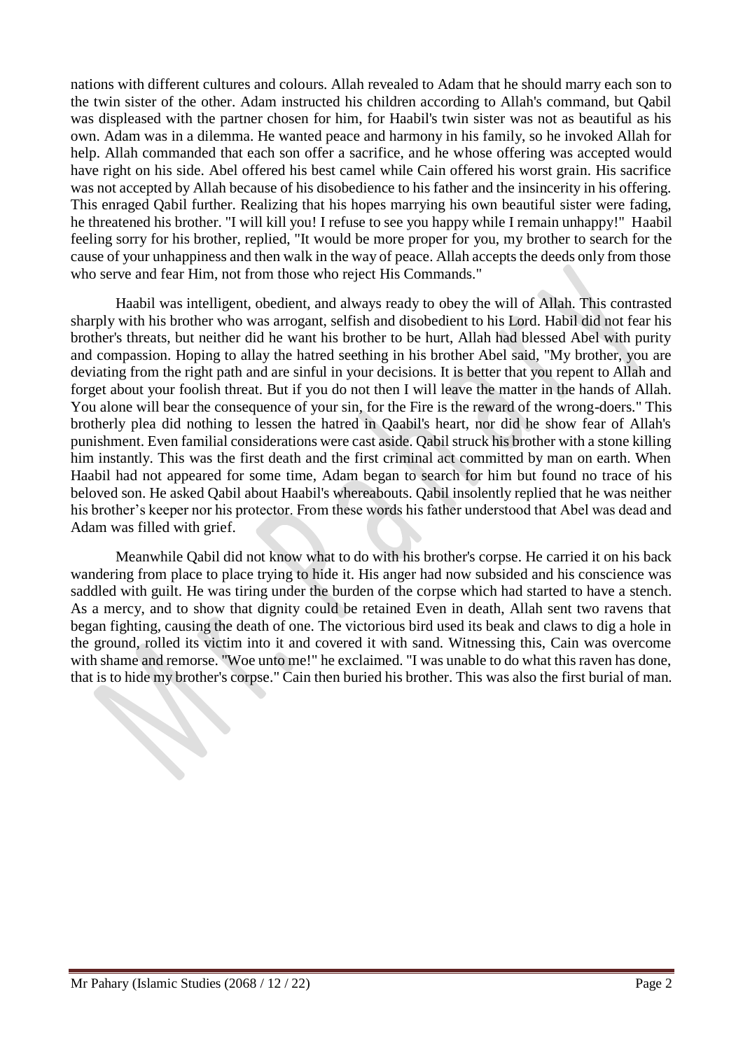nations with different cultures and colours. Allah revealed to Adam that he should marry each son to the twin sister of the other. Adam instructed his children according to Allah's command, but Qabil was displeased with the partner chosen for him, for Haabil's twin sister was not as beautiful as his own. Adam was in a dilemma. He wanted peace and harmony in his family, so he invoked Allah for help. Allah commanded that each son offer a sacrifice, and he whose offering was accepted would have right on his side. Abel offered his best camel while Cain offered his worst grain. His sacrifice was not accepted by Allah because of his disobedience to his father and the insincerity in his offering. This enraged Qabil further. Realizing that his hopes marrying his own beautiful sister were fading, he threatened his brother. "I will kill you! I refuse to see you happy while I remain unhappy!" Haabil feeling sorry for his brother, replied, "It would be more proper for you, my brother to search for the cause of your unhappiness and then walk in the way of peace. Allah accepts the deeds only from those who serve and fear Him, not from those who reject His Commands."

Haabil was intelligent, obedient, and always ready to obey the will of Allah. This contrasted sharply with his brother who was arrogant, selfish and disobedient to his Lord. Habil did not fear his brother's threats, but neither did he want his brother to be hurt, Allah had blessed Abel with purity and compassion. Hoping to allay the hatred seething in his brother Abel said, "My brother, you are deviating from the right path and are sinful in your decisions. It is better that you repent to Allah and forget about your foolish threat. But if you do not then I will leave the matter in the hands of Allah. You alone will bear the consequence of your sin, for the Fire is the reward of the wrong-doers." This brotherly plea did nothing to lessen the hatred in Qaabil's heart, nor did he show fear of Allah's punishment. Even familial considerations were cast aside. Qabil struck his brother with a stone killing him instantly. This was the first death and the first criminal act committed by man on earth. When Haabil had not appeared for some time, Adam began to search for him but found no trace of his beloved son. He asked Qabil about Haabil's whereabouts. Qabil insolently replied that he was neither his brother's keeper nor his protector. From these words his father understood that Abel was dead and Adam was filled with grief.

Meanwhile Qabil did not know what to do with his brother's corpse. He carried it on his back wandering from place to place trying to hide it. His anger had now subsided and his conscience was saddled with guilt. He was tiring under the burden of the corpse which had started to have a stench. As a mercy, and to show that dignity could be retained Even in death, Allah sent two ravens that began fighting, causing the death of one. The victorious bird used its beak and claws to dig a hole in the ground, rolled its victim into it and covered it with sand. Witnessing this, Cain was overcome with shame and remorse. "Woe unto me!" he exclaimed. "I was unable to do what this raven has done, that is to hide my brother's corpse." Cain then buried his brother. This was also the first burial of man.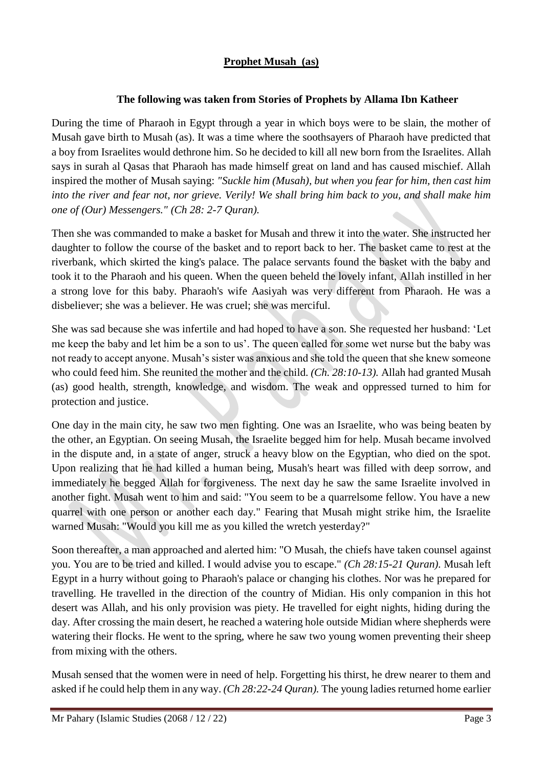# **Prophet Musah (as)**

**The following was taken from Stories of Prophets by Allama Ibn Katheer**

During the time of Pharaoh in Egypt through a year in which boys were to be slain, the mother of Musah gave birth to Musah (as). It was a time where the soothsayers of Pharaoh have predicted that a boy from Israelites would dethrone him. So he decided to kill all new born from the Israelites. Allah says in surah al Qasas that Pharaoh has made himself great on land and has caused mischief. Allah inspired the mother of Musah saying: *"Suckle him (Musah), but when you fear for him, then cast him into the river and fear not, nor grieve. Verily! We shall bring him back to you, and shall make him one of (Our) Messengers." (Ch 28: 2-7 Quran).*

Then she was commanded to make a basket for Musah and threw it into the water. She instructed her daughter to follow the course of the basket and to report back to her. The basket came to rest at the riverbank, which skirted the king's palace. The palace servants found the basket with the baby and took it to the Pharaoh and his queen. When the queen beheld the lovely infant, Allah instilled in her a strong love for this baby. Pharaoh's wife Aasiyah was very different from Pharaoh. He was a disbeliever; she was a believer. He was cruel; she was merciful.

She was sad because she was infertile and had hoped to have a son. She requested her husband: 'Let me keep the baby and let him be a son to us'. The queen called for some wet nurse but the baby was not ready to accept anyone. Musah's sister was anxious and she told the queen that she knew someone who could feed him. She reunited the mother and the child. *(Ch. 28:10-13).* Allah had granted Musah (as) good health, strength, knowledge, and wisdom. The weak and oppressed turned to him for protection and justice.

One day in the main city, he saw two men fighting. One was an Israelite, who was being beaten by the other, an Egyptian. On seeing Musah, the Israelite begged him for help. Musah became involved in the dispute and, in a state of anger, struck a heavy blow on the Egyptian, who died on the spot. Upon realizing that he had killed a human being, Musah's heart was filled with deep sorrow, and immediately he begged Allah for forgiveness. The next day he saw the same Israelite involved in another fight. Musah went to him and said: "You seem to be a quarrelsome fellow. You have a new quarrel with one person or another each day." Fearing that Musah might strike him, the Israelite warned Musah: "Would you kill me as you killed the wretch yesterday?"

Soon thereafter, a man approached and alerted him: "O Musah, the chiefs have taken counsel against you. You are to be tried and killed. I would advise you to escape." *(Ch 28:15-21 Quran).* Musah left Egypt in a hurry without going to Pharaoh's palace or changing his clothes. Nor was he prepared for travelling. He travelled in the direction of the country of Midian. His only companion in this hot desert was Allah, and his only provision was piety. He travelled for eight nights, hiding during the day. After crossing the main desert, he reached a watering hole outside Midian where shepherds were watering their flocks. He went to the spring, where he saw two young women preventing their sheep from mixing with the others.

Musah sensed that the women were in need of help. Forgetting his thirst, he drew nearer to them and asked if he could help them in any way. *(Ch 28:22-24 Quran).* The young ladies returned home earlier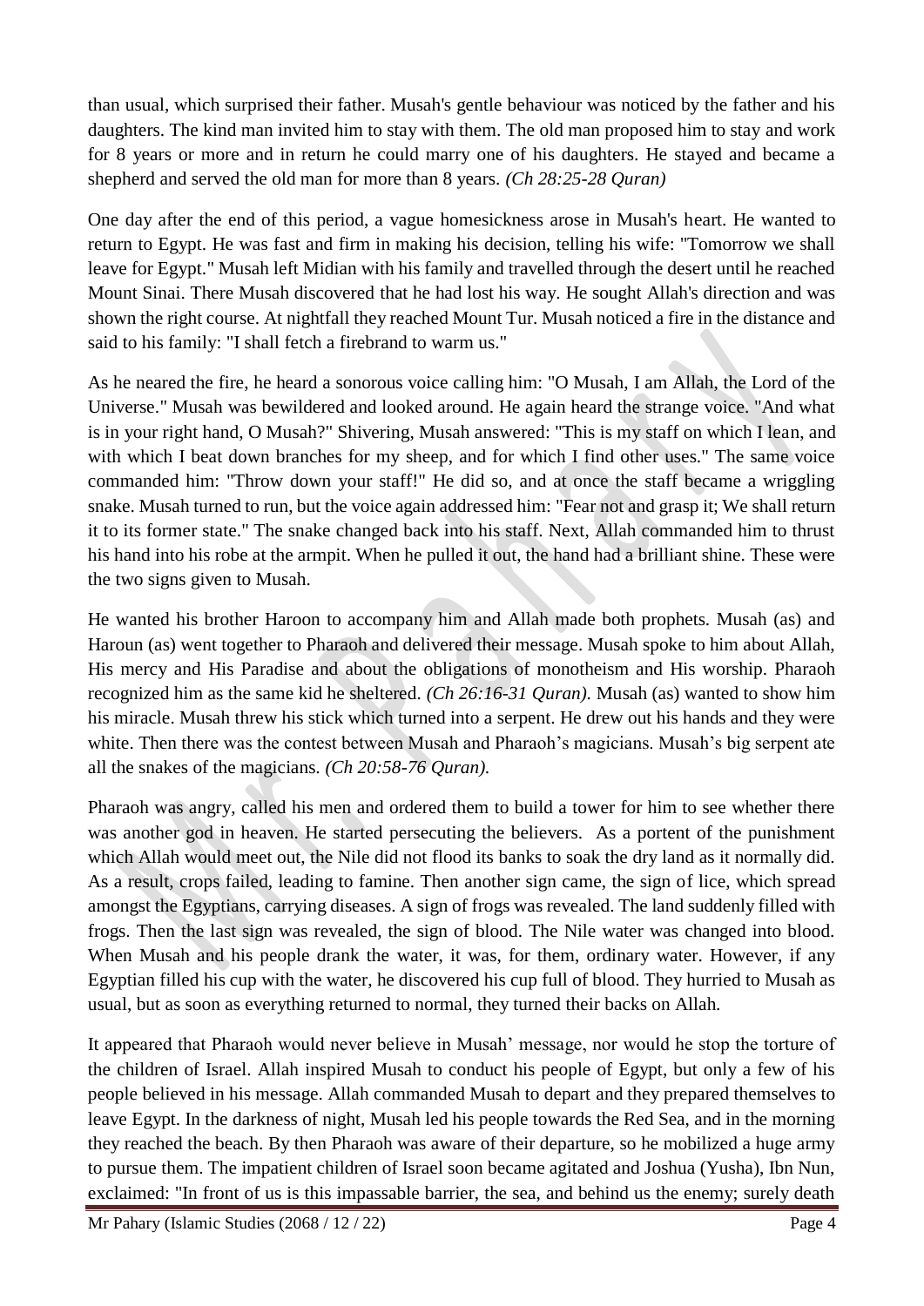than usual, which surprised their father. Musah's gentle behaviour was noticed by the father and his daughters. The kind man invited him to stay with them. The old man proposed him to stay and work for 8 years or more and in return he could marry one of his daughters. He stayed and became a shepherd and served the old man for more than 8 years. *(Ch 28:25-28 Quran)*

One day after the end of this period, a vague homesickness arose in Musah's heart. He wanted to return to Egypt. He was fast and firm in making his decision, telling his wife: "Tomorrow we shall leave for Egypt." Musah left Midian with his family and travelled through the desert until he reached Mount Sinai. There Musah discovered that he had lost his way. He sought Allah's direction and was shown the right course. At nightfall they reached Mount Tur. Musah noticed a fire in the distance and said to his family: "I shall fetch a firebrand to warm us."

As he neared the fire, he heard a sonorous voice calling him: "O Musah, I am Allah, the Lord of the Universe." Musah was bewildered and looked around. He again heard the strange voice. "And what is in your right hand, O Musah?" Shivering, Musah answered: "This is my staff on which I lean, and with which I beat down branches for my sheep, and for which I find other uses." The same voice commanded him: "Throw down your staff!" He did so, and at once the staff became a wriggling snake. Musah turned to run, but the voice again addressed him: "Fear not and grasp it; We shall return it to its former state." The snake changed back into his staff. Next, Allah commanded him to thrust his hand into his robe at the armpit. When he pulled it out, the hand had a brilliant shine. These were the two signs given to Musah.

He wanted his brother Haroon to accompany him and Allah made both prophets. Musah (as) and Haroun (as) went together to Pharaoh and delivered their message. Musah spoke to him about Allah, His mercy and His Paradise and about the obligations of monotheism and His worship. Pharaoh recognized him as the same kid he sheltered. *(Ch 26:16-31 Quran).* Musah (as) wanted to show him his miracle. Musah threw his stick which turned into a serpent. He drew out his hands and they were white. Then there was the contest between Musah and Pharaoh's magicians. Musah's big serpent ate all the snakes of the magicians. *(Ch 20:58-76 Quran).*

Pharaoh was angry, called his men and ordered them to build a tower for him to see whether there was another god in heaven. He started persecuting the believers. As a portent of the punishment which Allah would meet out, the Nile did not flood its banks to soak the dry land as it normally did. As a result, crops failed, leading to famine. Then another sign came, the sign of lice, which spread amongst the Egyptians, carrying diseases. A sign of frogs was revealed. The land suddenly filled with frogs. Then the last sign was revealed, the sign of blood. The Nile water was changed into blood. When Musah and his people drank the water, it was, for them, ordinary water. However, if any Egyptian filled his cup with the water, he discovered his cup full of blood. They hurried to Musah as usual, but as soon as everything returned to normal, they turned their backs on Allah.

It appeared that Pharaoh would never believe in Musah' message, nor would he stop the torture of the children of Israel. Allah inspired Musah to conduct his people of Egypt, but only a few of his people believed in his message. Allah commanded Musah to depart and they prepared themselves to leave Egypt. In the darkness of night, Musah led his people towards the Red Sea, and in the morning they reached the beach. By then Pharaoh was aware of their departure, so he mobilized a huge army to pursue them. The impatient children of Israel soon became agitated and Joshua (Yusha), Ibn Nun, exclaimed: "In front of us is this impassable barrier, the sea, and behind us the enemy; surely death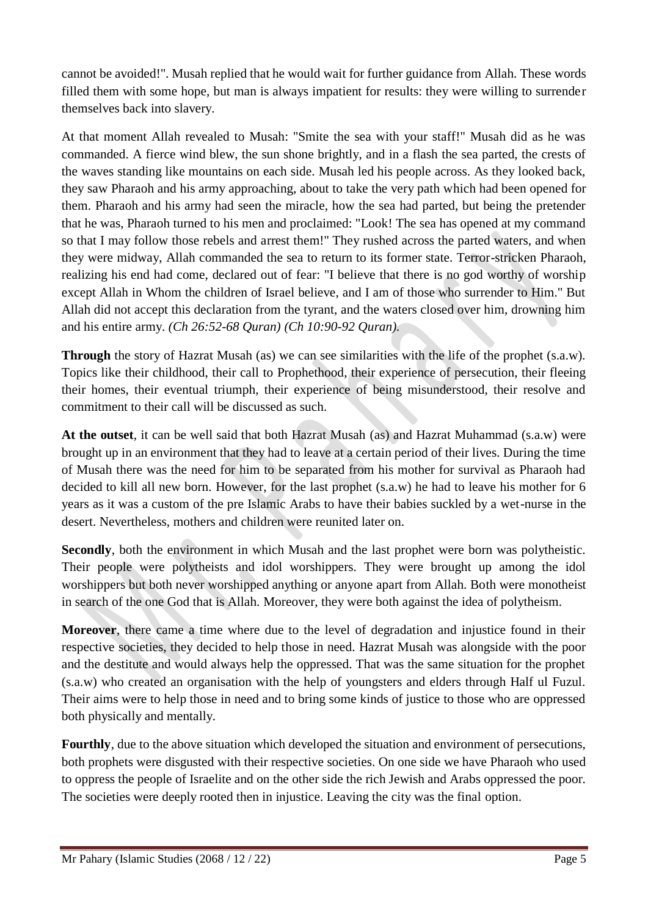cannot be avoided!". Musah replied that he would wait for further guidance from Allah. These words filled them with some hope, but man is always impatient for results: they were willing to surrender themselves back into slavery.

At that moment Allah revealed to Musah: "Smite the sea with your staff!" Musah did as he was commanded. A fierce wind blew, the sun shone brightly, and in a flash the sea parted, the crests of the waves standing like mountains on each side. Musah led his people across. As they looked back, they saw Pharaoh and his army approaching, about to take the very path which had been opened for them. Pharaoh and his army had seen the miracle, how the sea had parted, but being the pretender that he was, Pharaoh turned to his men and proclaimed: "Look! The sea has opened at my command so that I may follow those rebels and arrest them!" They rushed across the parted waters, and when they were midway, Allah commanded the sea to return to its former state. Terror-stricken Pharaoh, realizing his end had come, declared out of fear: "I believe that there is no god worthy of worship except Allah in Whom the children of Israel believe, and I am of those who surrender to Him." But Allah did not accept this declaration from the tyrant, and the waters closed over him, drowning him and his entire army. *(Ch 26:52-68 Quran) (Ch 10:90-92 Quran).*

**Through** the story of Hazrat Musah (as) we can see similarities with the life of the prophet (s.a.w). Topics like their childhood, their call to Prophethood, their experience of persecution, their fleeing their homes, their eventual triumph, their experience of being misunderstood, their resolve and commitment to their call will be discussed as such.

**At the outset**, it can be well said that both Hazrat Musah (as) and Hazrat Muhammad (s.a.w) were brought up in an environment that they had to leave at a certain period of their lives. During the time of Musah there was the need for him to be separated from his mother for survival as Pharaoh had decided to kill all new born. However, for the last prophet (s.a.w) he had to leave his mother for 6 years as it was a custom of the pre Islamic Arabs to have their babies suckled by a wet-nurse in the desert. Nevertheless, mothers and children were reunited later on.

**Secondly**, both the environment in which Musah and the last prophet were born was polytheistic. Their people were polytheists and idol worshippers. They were brought up among the idol worshippers but both never worshipped anything or anyone apart from Allah. Both were monotheist in search of the one God that is Allah. Moreover, they were both against the idea of polytheism.

**Moreover**, there came a time where due to the level of degradation and injustice found in their respective societies, they decided to help those in need. Hazrat Musah was alongside with the poor and the destitute and would always help the oppressed. That was the same situation for the prophet (s.a.w) who created an organisation with the help of youngsters and elders through Half ul Fuzul. Their aims were to help those in need and to bring some kinds of justice to those who are oppressed both physically and mentally.

**Fourthly**, due to the above situation which developed the situation and environment of persecutions, both prophets were disgusted with their respective societies. On one side we have Pharaoh who used to oppress the people of Israelite and on the other side the rich Jewish and Arabs oppressed the poor. The societies were deeply rooted then in injustice. Leaving the city was the final option.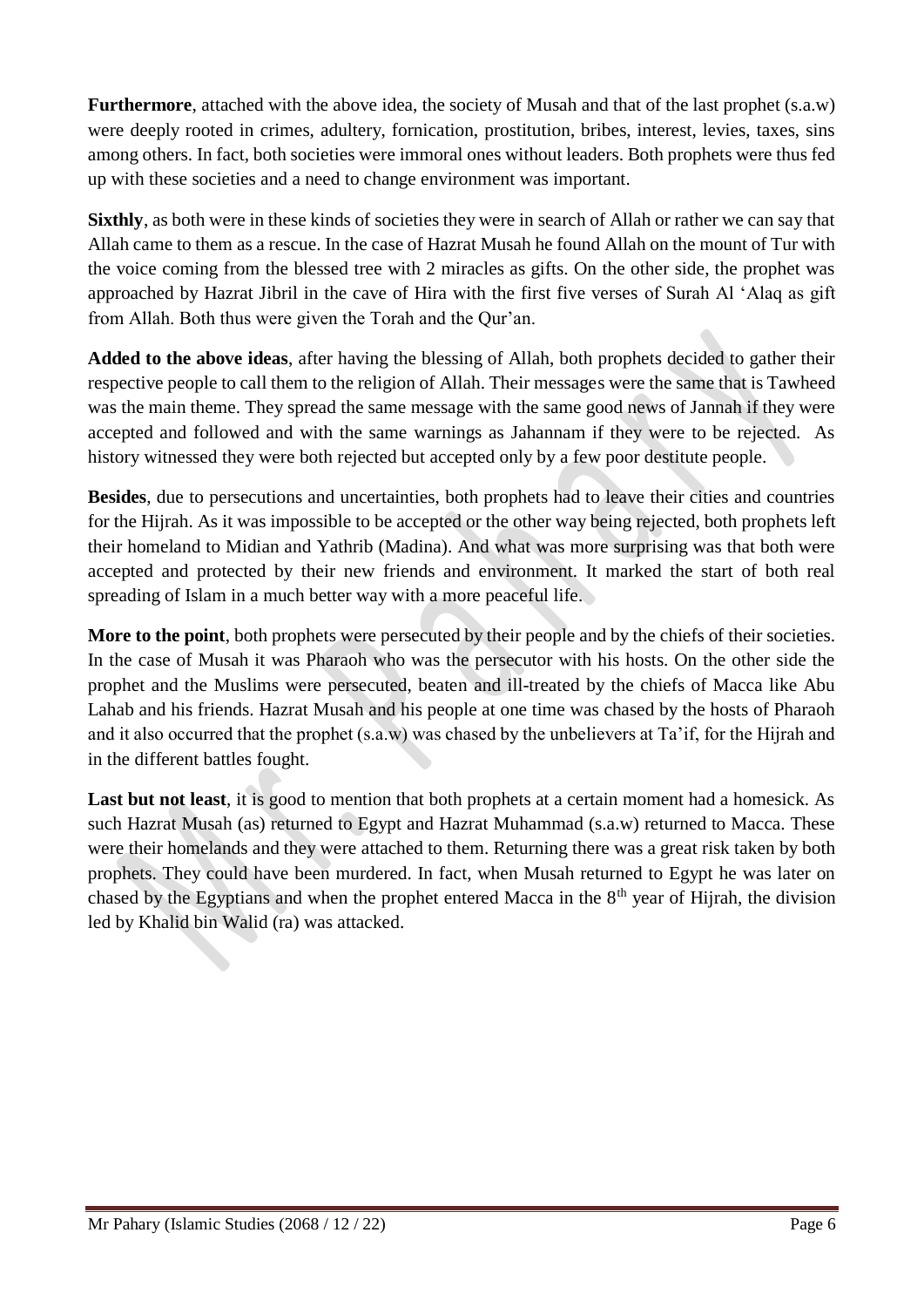**Furthermore**, attached with the above idea, the society of Musah and that of the last prophet (s.a.w) were deeply rooted in crimes, adultery, fornication, prostitution, bribes, interest, levies, taxes, sins among others. In fact, both societies were immoral ones without leaders. Both prophets were thus fed up with these societies and a need to change environment was important.

**Sixthly**, as both were in these kinds of societies they were in search of Allah or rather we can say that Allah came to them as a rescue. In the case of Hazrat Musah he found Allah on the mount of Tur with the voice coming from the blessed tree with 2 miracles as gifts. On the other side, the prophet was approached by Hazrat Jibril in the cave of Hira with the first five verses of Surah Al 'Alaq as gift from Allah. Both thus were given the Torah and the Qur'an.

**Added to the above ideas**, after having the blessing of Allah, both prophets decided to gather their respective people to call them to the religion of Allah. Their messages were the same that is Tawheed was the main theme. They spread the same message with the same good news of Jannah if they were accepted and followed and with the same warnings as Jahannam if they were to be rejected. As history witnessed they were both rejected but accepted only by a few poor destitute people.

**Besides**, due to persecutions and uncertainties, both prophets had to leave their cities and countries for the Hijrah. As it was impossible to be accepted or the other way being rejected, both prophets left their homeland to Midian and Yathrib (Madina). And what was more surprising was that both were accepted and protected by their new friends and environment. It marked the start of both real spreading of Islam in a much better way with a more peaceful life.

**More to the point**, both prophets were persecuted by their people and by the chiefs of their societies. In the case of Musah it was Pharaoh who was the persecutor with his hosts. On the other side the prophet and the Muslims were persecuted, beaten and ill-treated by the chiefs of Macca like Abu Lahab and his friends. Hazrat Musah and his people at one time was chased by the hosts of Pharaoh and it also occurred that the prophet (s.a.w) was chased by the unbelievers at Ta'if, for the Hijrah and in the different battles fought.

**Last but not least**, it is good to mention that both prophets at a certain moment had a homesick. As such Hazrat Musah (as) returned to Egypt and Hazrat Muhammad (s.a.w) returned to Macca. These were their homelands and they were attached to them. Returning there was a great risk taken by both prophets. They could have been murdered. In fact, when Musah returned to Egypt he was later on chased by the Egyptians and when the prophet entered Macca in the 8th year of Hijrah, the division led by Khalid bin Walid (ra) was attacked.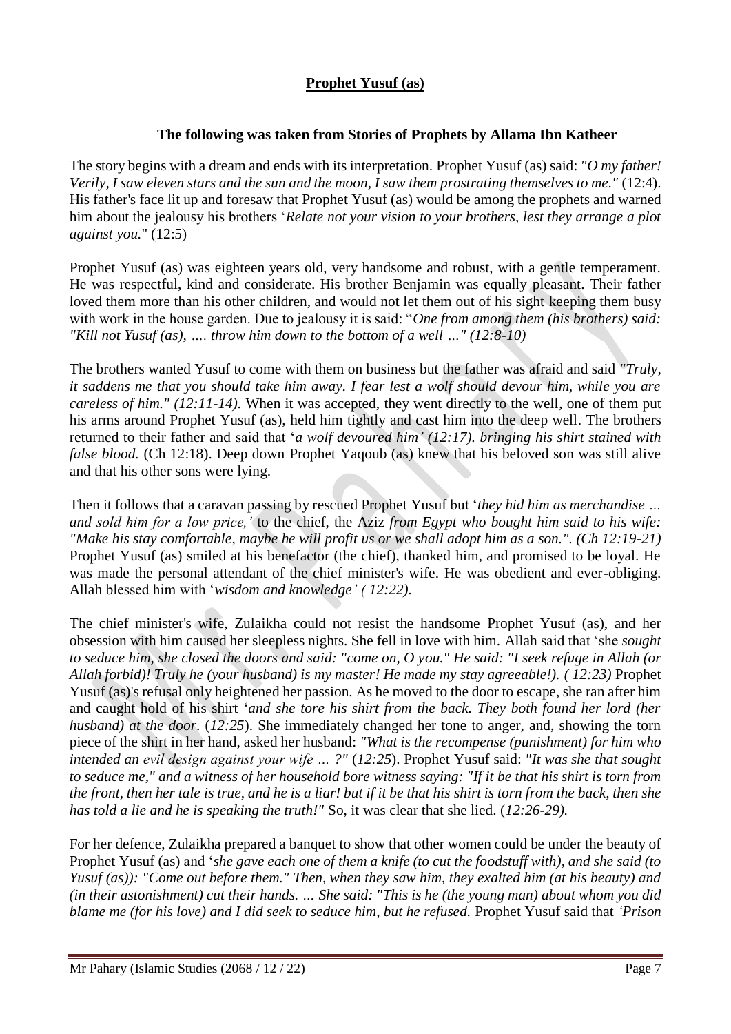**Prophet Yusuf (as)**

**The following was taken from Stories of Prophets by Allama Ibn Katheer**

The story begins with a dream and ends with its interpretation. Prophet Yusuf (as) said: *"O my father! Verily, I saw eleven stars and the sun and the moon, I saw them prostrating themselves to me."* (12:4). His father's face lit up and foresaw that Prophet Yusuf (as) would be among the prophets and warned him about the jealousy his brothers '*Relate not your vision to your brothers, lest they arrange a plot against you.*" (12:5)

Prophet Yusuf (as) was eighteen years old, very handsome and robust, with a gentle temperament. He was respectful, kind and considerate. His brother Benjamin was equally pleasant. Their father loved them more than his other children, and would not let them out of his sight keeping them busy with work in the house garden. Due to jealousy it is said: "*One from among them (his brothers) said: "Kill not Yusuf (as), …. throw him down to the bottom of a well …" (12:8-10)*

The brothers wanted Yusuf to come with them on business but the father was afraid and said *"Truly, it saddens me that you should take him away. I fear lest a wolf should devour him, while you are careless of him." (12:11-14).* When it was accepted, they went directly to the well, one of them put his arms around Prophet Yusuf (as), held him tightly and cast him into the deep well. The brothers returned to their father and said that '*a wolf devoured him' (12:17). bringing his shirt stained with false blood.* (Ch 12:18). Deep down Prophet Yaqoub (as) knew that his beloved son was still alive and that his other sons were lying.

Then it follows that a caravan passing by rescued Prophet Yusuf but '*they hid him as merchandise … and sold him for a low price,'* to the chief, the Aziz *from Egypt who bought him said to his wife: "Make his stay comfortable, maybe he will profit us or we shall adopt him as a son.". (Ch 12:19-21)* Prophet Yusuf (as) smiled at his benefactor (the chief), thanked him, and promised to be loyal. He was made the personal attendant of the chief minister's wife. He was obedient and ever-obliging. Allah blessed him with '*wisdom and knowledge' ( 12:22).*

The chief minister's wife, Zulaikha could not resist the handsome Prophet Yusuf (as), and her obsession with him caused her sleepless nights. She fell in love with him. Allah said that 'she *sought to seduce him, she closed the doors and said: "come on, O you." He said: "I seek refuge in Allah (or Allah forbid)! Truly he (your husband) is my master! He made my stay agreeable!). ( 12:23)* Prophet Yusuf (as)'s refusal only heightened her passion. As he moved to the door to escape, she ran after him and caught hold of his shirt '*and she tore his shirt from the back. They both found her lord (her husband) at the door*. (*12:25*). She immediately changed her tone to anger, and, showing the torn piece of the shirt in her hand, asked her husband: *"What is the recompense (punishment) for him who intended an evil design against your wife … ?"* (*12:25*). Prophet Yusuf said: *"It was she that sought to seduce me," and a witness of her household bore witness saying: "If it be that his shirt is torn from the front, then her tale is true, and he is a liar! but if it be that his shirt is torn from the back, then she has told a lie and he is speaking the truth!"* So, it was clear that she lied. (*12:26-29).*

For her defence, Zulaikha prepared a banquet to show that other women could be under the beauty of Prophet Yusuf (as) and '*she gave each one of them a knife (to cut the foodstuff with), and she said (to Yusuf (as)): "Come out before them." Then, when they saw him, they exalted him (at his beauty) and (in their astonishment) cut their hands. … She said: "This is he (the young man) about whom you did blame me (for his love) and I did seek to seduce him, but he refused.* Prophet Yusuf said that *'Prison*

Mr Pahary (Islamic Studies (2068 / 12 / 22)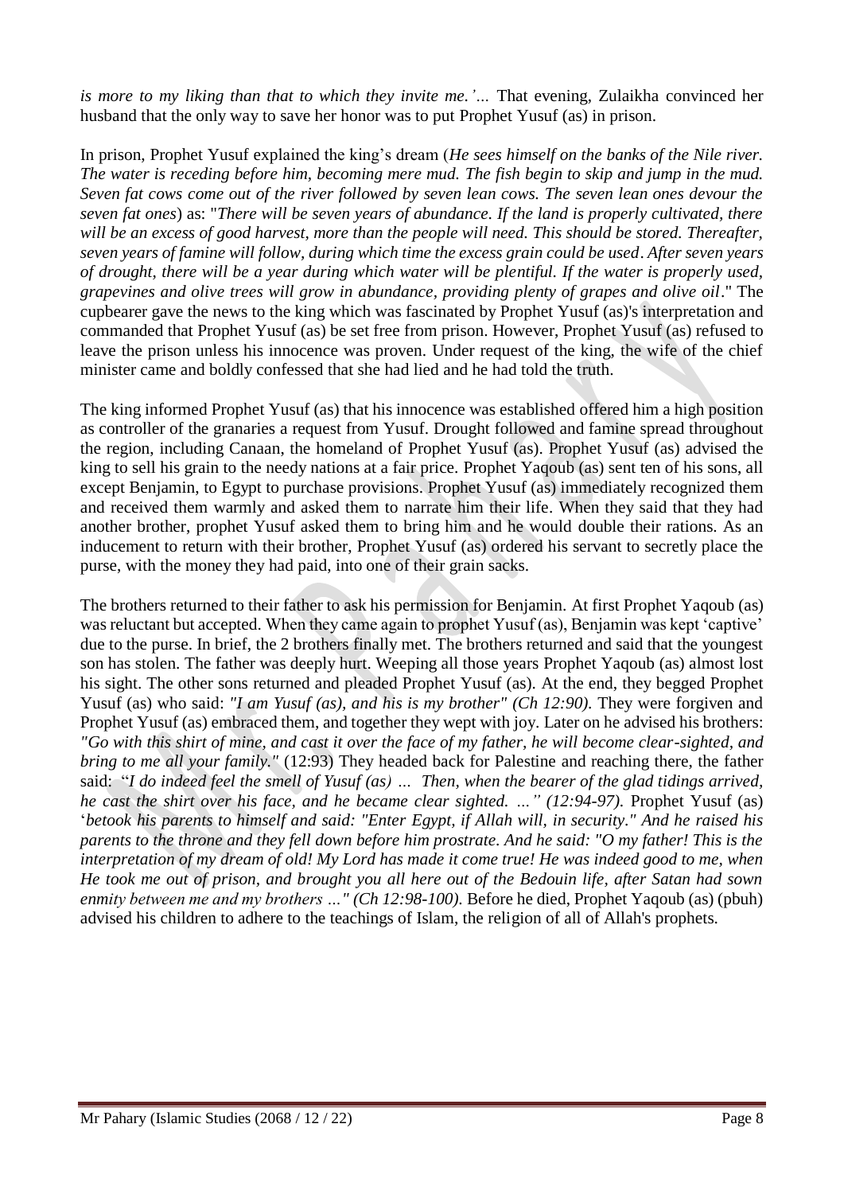*is more to my liking than that to which they invite me.'...* That evening, Zulaikha convinced her husband that the only way to save her honor was to put Prophet Yusuf (as) in prison.

In prison, Prophet Yusuf explained the king's dream (*He sees himself on the banks of the Nile river. The water is receding before him, becoming mere mud. The fish begin to skip and jump in the mud. Seven fat cows come out of the river followed by seven lean cows. The seven lean ones devour the seven fat ones*) as: "*There will be seven years of abundance. If the land is properly cultivated, there will be an excess of good harvest, more than the people will need. This should be stored. Thereafter, seven years of famine will follow, during which time the excess grain could be used. After seven years of drought, there will be a year during which water will be plentiful. If the water is properly used, grapevines and olive trees will grow in abundance, providing plenty of grapes and olive oil*." The cupbearer gave the news to the king which was fascinated by Prophet Yusuf (as)'s interpretation and commanded that Prophet Yusuf (as) be set free from prison. However, Prophet Yusuf (as) refused to leave the prison unless his innocence was proven. Under request of the king, the wife of the chief minister came and boldly confessed that she had lied and he had told the truth.

The king informed Prophet Yusuf (as) that his innocence was established offered him a high position as controller of the granaries a request from Yusuf. Drought followed and famine spread throughout the region, including Canaan, the homeland of Prophet Yusuf (as). Prophet Yusuf (as) advised the king to sell his grain to the needy nations at a fair price. Prophet Yaqoub (as) sent ten of his sons, all except Benjamin, to Egypt to purchase provisions. Prophet Yusuf (as) immediately recognized them and received them warmly and asked them to narrate him their life. When they said that they had another brother, prophet Yusuf asked them to bring him and he would double their rations. As an inducement to return with their brother, Prophet Yusuf (as) ordered his servant to secretly place the purse, with the money they had paid, into one of their grain sacks.

The brothers returned to their father to ask his permission for Benjamin. At first Prophet Yaqoub (as) was reluctant but accepted. When they came again to prophet Yusuf (as), Benjamin was kept 'captive' due to the purse. In brief, the 2 brothers finally met. The brothers returned and said that the youngest son has stolen. The father was deeply hurt. Weeping all those years Prophet Yaqoub (as) almost lost his sight. The other sons returned and pleaded Prophet Yusuf (as). At the end, they begged Prophet Yusuf (as) who said: *"I am Yusuf (as), and his is my brother" (Ch 12:90).* They were forgiven and Prophet Yusuf (as) embraced them, and together they wept with joy. Later on he advised his brothers: *"Go with this shirt of mine, and cast it over the face of my father, he will become clear-sighted, and bring to me all your family."* (12:93) They headed back for Palestine and reaching there, the father said: "*I do indeed feel the smell of Yusuf (as) … Then, when the bearer of the glad tidings arrived, he cast the shirt over his face, and he became clear sighted. …" (12:94-97).* Prophet Yusuf (as) '*betook his parents to himself and said: "Enter Egypt, if Allah will, in security." And he raised his parents to the throne and they fell down before him prostrate. And he said: "O my father! This is the interpretation of my dream of old! My Lord has made it come true! He was indeed good to me, when He took me out of prison, and brought you all here out of the Bedouin life, after Satan had sown enmity between me and my brothers …" (Ch 12:98-100).* Before he died, Prophet Yaqoub (as) (pbuh) advised his children to adhere to the teachings of Islam, the religion of all of Allah's prophets.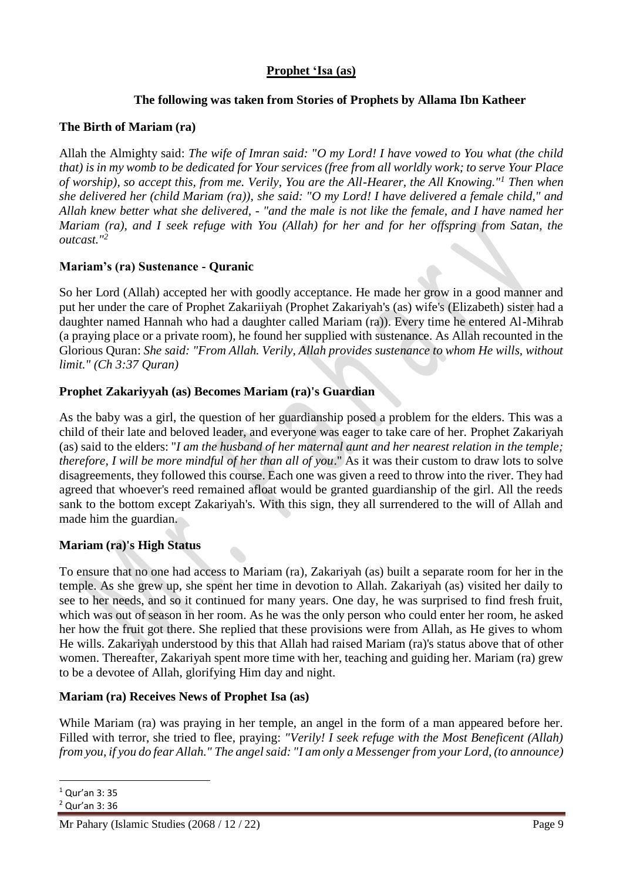## Prophet 'Isa (as)

### The following was taken from Stories of Prophets by Allama Ibn Katheer

### The Birth of Mariam (ra)

Allah the Almighty said: *The wife of Imran said: "O my Lord! I have vowed to You what (the child that) is in my womb to be dedicated for Your services (free from all worldly work; to serve Your Place of worship), so accept this, from me. Verily, You are the All-Hearer, the All Knowing."*[1] *Then when she delivered her (child Mariam (ra)), she said: "O my Lord! I have delivered a female child," and Allah knew better what she delivered, - "and the male is not like the female, and I have named her Mariam (ra), and I seek refuge with You (Allah) for her and for her offspring from Satan, the outcast."*[2]

### Mariam's (ra) Sustenance - Quranic

So her Lord (Allah) accepted her with goodly acceptance. He made her grow in a good manner and put her under the care of Prophet Zakariiyah (Prophet Zakariyah's (as) wife's (Elizabeth) sister had a daughter named Hannah who had a daughter called Mariam (ra)). Every time he entered Al-Mihrab (a praying place or a private room), he found her supplied with sustenance. As Allah recounted in the Glorious Quran: *She said: "From Allah. Verily, Allah provides sustenance to whom He wills, without limit." (Ch 3:37 Quran)*

### Prophet Zakariyyah (as) Becomes Mariam (ra)'s Guardian

As the baby was a girl, the question of her guardianship posed a problem for the elders. This was a child of their late and beloved leader, and everyone was eager to take care of her. Prophet Zakariyah (as) said to the elders: "*I am the husband of her maternal aunt and her nearest relation in the temple; therefore, I will be more mindful of her than all of you*." As it was their custom to draw lots to solve disagreements, they followed this course. Each one was given a reed to throw into the river. They had agreed that whoever's reed remained afloat would be granted guardianship of the girl. All the reeds sank to the bottom except Zakariyah's. With this sign, they all surrendered to the will of Allah and made him the guardian.

### Mariam (ra)'s High Status

To ensure that no one had access to Mariam (ra), Zakariyah (as) built a separate room for her in the temple. As she grew up, she spent her time in devotion to Allah. Zakariyah (as) visited her daily to see to her needs, and so it continued for many years. One day, he was surprised to find fresh fruit, which was out of season in her room. As he was the only person who could enter her room, he asked her how the fruit got there. She replied that these provisions were from Allah, as He gives to whom He wills. Zakariyah understood by this that Allah had raised Mariam (ra)'s status above that of other women. Thereafter, Zakariyah spent more time with her, teaching and guiding her. Mariam (ra) grew to be a devotee of Allah, glorifying Him day and night.

### Mariam (ra) Receives News of Prophet Isa (as)

While Mariam (ra) was praying in her temple, an angel in the form of a man appeared before her. Filled with terror, she tried to flee, praying: *"Verily! I seek refuge with the Most Beneficent (Allah) from you, if you do fear Allah." The angel said: "I am only a Messenger from your Lord, (to announce)*

---

[1] Qur'an 3: 35

[2] Qur'an 3: 36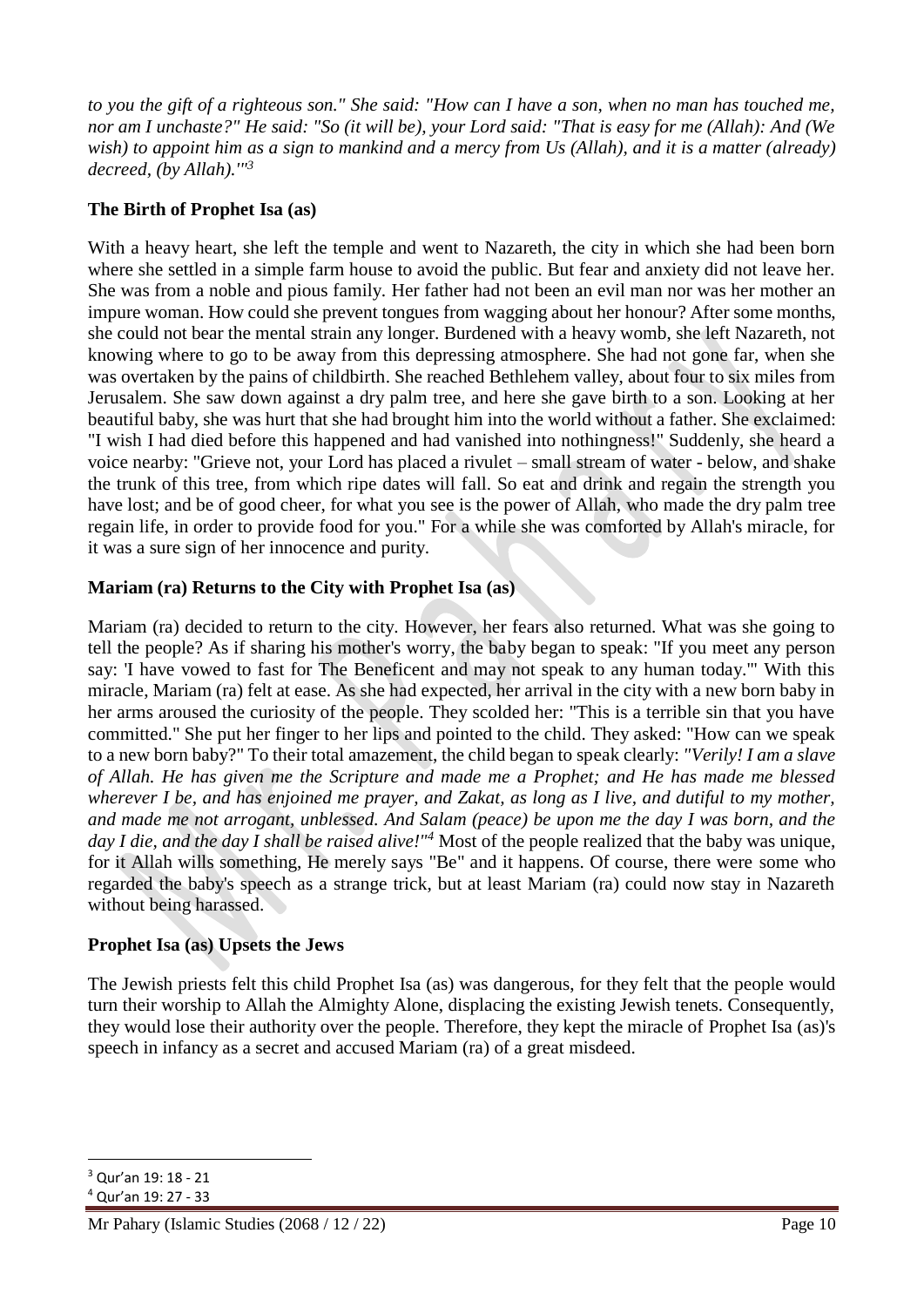*to you the gift of a righteous son." She said: "How can I have a son, when no man has touched me, nor am I unchaste?" He said: "So (it will be), your Lord said: "That is easy for me (Allah): And (We wish) to appoint him as a sign to mankind and a mercy from Us (Allah), and it is a matter (already) decreed, (by Allah).'"*[3]

### The Birth of Prophet Isa (as)

With a heavy heart, she left the temple and went to Nazareth, the city in which she had been born where she settled in a simple farm house to avoid the public. But fear and anxiety did not leave her. She was from a noble and pious family. Her father had not been an evil man nor was her mother an impure woman. How could she prevent tongues from wagging about her honour? After some months, she could not bear the mental strain any longer. Burdened with a heavy womb, she left Nazareth, not knowing where to go to be away from this depressing atmosphere. She had not gone far, when she was overtaken by the pains of childbirth. She reached Bethlehem valley, about four to six miles from Jerusalem. She saw down against a dry palm tree, and here she gave birth to a son. Looking at her beautiful baby, she was hurt that she had brought him into the world without a father. She exclaimed: "I wish I had died before this happened and had vanished into nothingness!" Suddenly, she heard a voice nearby: "Grieve not, your Lord has placed a rivulet – small stream of water - below, and shake the trunk of this tree, from which ripe dates will fall. So eat and drink and regain the strength you have lost; and be of good cheer, for what you see is the power of Allah, who made the dry palm tree regain life, in order to provide food for you." For a while she was comforted by Allah's miracle, for it was a sure sign of her innocence and purity.

### Mariam (ra) Returns to the City with Prophet Isa (as)

Mariam (ra) decided to return to the city. However, her fears also returned. What was she going to tell the people? As if sharing his mother's worry, the baby began to speak: "If you meet any person say: 'I have vowed to fast for The Beneficent and may not speak to any human today.'" With this miracle, Mariam (ra) felt at ease. As she had expected, her arrival in the city with a new born baby in her arms aroused the curiosity of the people. They scolded her: "This is a terrible sin that you have committed." She put her finger to her lips and pointed to the child. They asked: "How can we speak to a new born baby?" To their total amazement, the child began to speak clearly: *"Verily! I am a slave of Allah. He has given me the Scripture and made me a Prophet; and He has made me blessed wherever I be, and has enjoined me prayer, and Zakat, as long as I live, and dutiful to my mother, and made me not arrogant, unblessed. And Salam (peace) be upon me the day I was born, and the day I die, and the day I shall be raised alive!"*[4] Most of the people realized that the baby was unique, for it Allah wills something, He merely says "Be" and it happens. Of course, there were some who regarded the baby's speech as a strange trick, but at least Mariam (ra) could now stay in Nazareth without being harassed.

### Prophet Isa (as) Upsets the Jews

The Jewish priests felt this child Prophet Isa (as) was dangerous, for they felt that the people would turn their worship to Allah the Almighty Alone, displacing the existing Jewish tenets. Consequently, they would lose their authority over the people. Therefore, they kept the miracle of Prophet Isa (as)'s speech in infancy as a secret and accused Mariam (ra) of a great misdeed.

---

[3] Qur'an 19: 18 - 21

[4] Qur'an 19: 27 - 33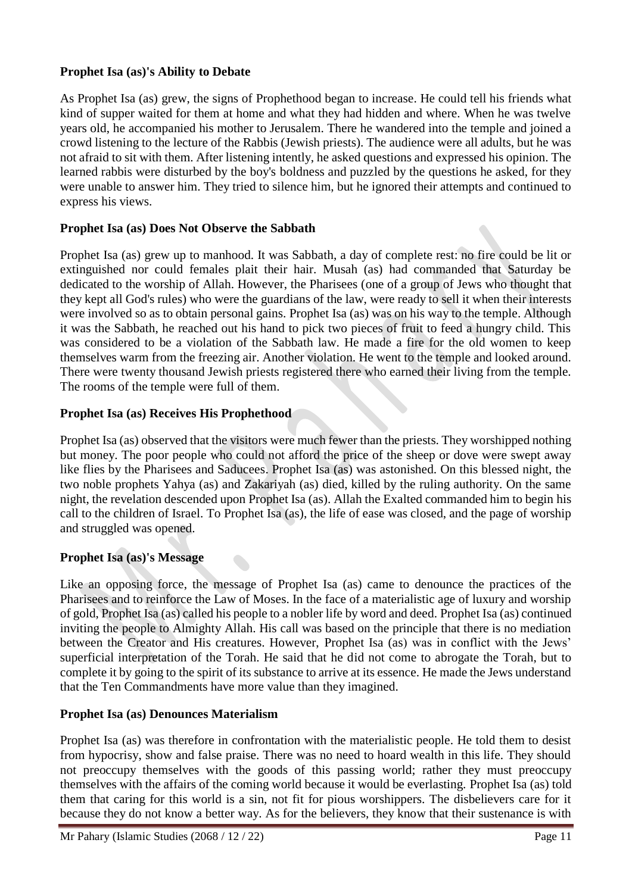**Prophet Isa (as)'s Ability to Debate**

As Prophet Isa (as) grew, the signs of Prophethood began to increase. He could tell his friends what kind of supper waited for them at home and what they had hidden and where. When he was twelve years old, he accompanied his mother to Jerusalem. There he wandered into the temple and joined a crowd listening to the lecture of the Rabbis (Jewish priests). The audience were all adults, but he was not afraid to sit with them. After listening intently, he asked questions and expressed his opinion. The learned rabbis were disturbed by the boy's boldness and puzzled by the questions he asked, for they were unable to answer him. They tried to silence him, but he ignored their attempts and continued to express his views.

**Prophet Isa (as) Does Not Observe the Sabbath**

Prophet Isa (as) grew up to manhood. It was Sabbath, a day of complete rest: no fire could be lit or extinguished nor could females plait their hair. Musah (as) had commanded that Saturday be dedicated to the worship of Allah. However, the Pharisees (one of a group of Jews who thought that they kept all God's rules) who were the guardians of the law, were ready to sell it when their interests were involved so as to obtain personal gains. Prophet Isa (as) was on his way to the temple. Although it was the Sabbath, he reached out his hand to pick two pieces of fruit to feed a hungry child. This was considered to be a violation of the Sabbath law. He made a fire for the old women to keep themselves warm from the freezing air. Another violation. He went to the temple and looked around. There were twenty thousand Jewish priests registered there who earned their living from the temple. The rooms of the temple were full of them.

**Prophet Isa (as) Receives His Prophethood**

Prophet Isa (as) observed that the visitors were much fewer than the priests. They worshipped nothing but money. The poor people who could not afford the price of the sheep or dove were swept away like flies by the Pharisees and Saducees. Prophet Isa (as) was astonished. On this blessed night, the two noble prophets Yahya (as) and Zakariyah (as) died, killed by the ruling authority. On the same night, the revelation descended upon Prophet Isa (as). Allah the Exalted commanded him to begin his call to the children of Israel. To Prophet Isa (as), the life of ease was closed, and the page of worship and struggled was opened.

**Prophet Isa (as)'s Message**

Like an opposing force, the message of Prophet Isa (as) came to denounce the practices of the Pharisees and to reinforce the Law of Moses. In the face of a materialistic age of luxury and worship of gold, Prophet Isa (as) called his people to a nobler life by word and deed. Prophet Isa (as) continued inviting the people to Almighty Allah. His call was based on the principle that there is no mediation between the Creator and His creatures. However, Prophet Isa (as) was in conflict with the Jews' superficial interpretation of the Torah. He said that he did not come to abrogate the Torah, but to complete it by going to the spirit of its substance to arrive at its essence. He made the Jews understand that the Ten Commandments have more value than they imagined.

**Prophet Isa (as) Denounces Materialism**

Prophet Isa (as) was therefore in confrontation with the materialistic people. He told them to desist from hypocrisy, show and false praise. There was no need to hoard wealth in this life. They should not preoccupy themselves with the goods of this passing world; rather they must preoccupy themselves with the affairs of the coming world because it would be everlasting. Prophet Isa (as) told them that caring for this world is a sin, not fit for pious worshippers. The disbelievers care for it because they do not know a better way. As for the believers, they know that their sustenance is with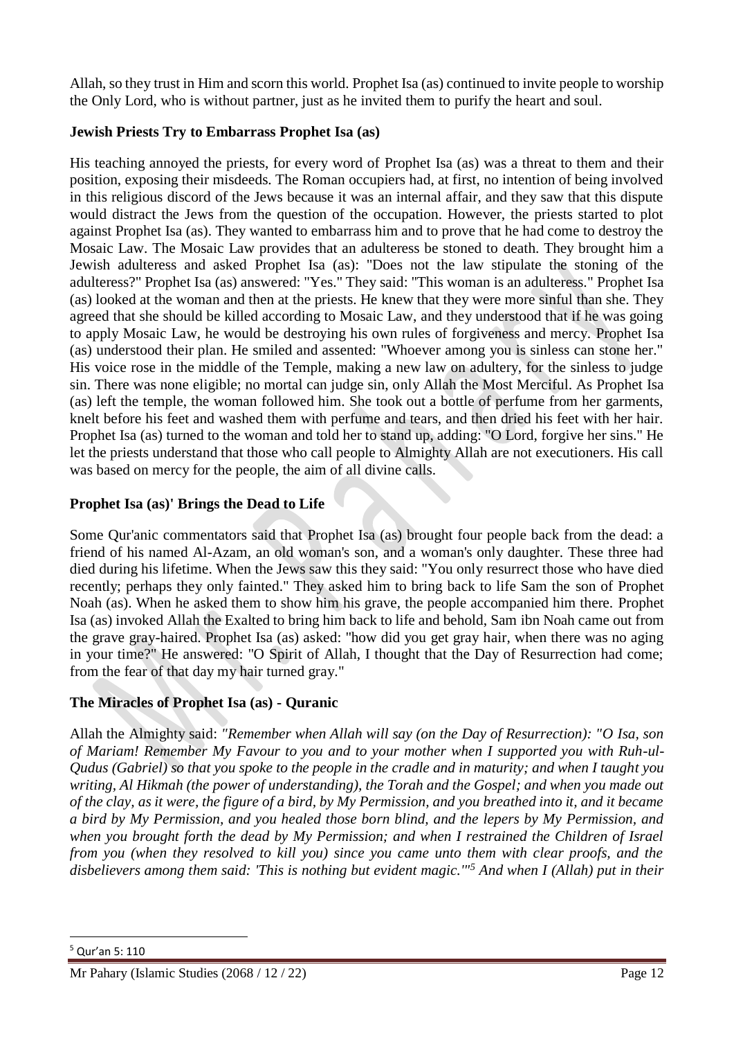Allah, so they trust in Him and scorn this world. Prophet Isa (as) continued to invite people to worship the Only Lord, who is without partner, just as he invited them to purify the heart and soul.

### Jewish Priests Try to Embarrass Prophet Isa (as)

His teaching annoyed the priests, for every word of Prophet Isa (as) was a threat to them and their position, exposing their misdeeds. The Roman occupiers had, at first, no intention of being involved in this religious discord of the Jews because it was an internal affair, and they saw that this dispute would distract the Jews from the question of the occupation. However, the priests started to plot against Prophet Isa (as). They wanted to embarrass him and to prove that he had come to destroy the Mosaic Law. The Mosaic Law provides that an adulteress be stoned to death. They brought him a Jewish adulteress and asked Prophet Isa (as): "Does not the law stipulate the stoning of the adulteress?" Prophet Isa (as) answered: "Yes." They said: "This woman is an adulteress." Prophet Isa (as) looked at the woman and then at the priests. He knew that they were more sinful than she. They agreed that she should be killed according to Mosaic Law, and they understood that if he was going to apply Mosaic Law, he would be destroying his own rules of forgiveness and mercy. Prophet Isa (as) understood their plan. He smiled and assented: "Whoever among you is sinless can stone her." His voice rose in the middle of the Temple, making a new law on adultery, for the sinless to judge sin. There was none eligible; no mortal can judge sin, only Allah the Most Merciful. As Prophet Isa (as) left the temple, the woman followed him. She took out a bottle of perfume from her garments, knelt before his feet and washed them with perfume and tears, and then dried his feet with her hair. Prophet Isa (as) turned to the woman and told her to stand up, adding: "O Lord, forgive her sins." He let the priests understand that those who call people to Almighty Allah are not executioners. His call was based on mercy for the people, the aim of all divine calls.

### Prophet Isa (as)' Brings the Dead to Life

Some Qur'anic commentators said that Prophet Isa (as) brought four people back from the dead: a friend of his named Al-Azam, an old woman's son, and a woman's only daughter. These three had died during his lifetime. When the Jews saw this they said: "You only resurrect those who have died recently; perhaps they only fainted." They asked him to bring back to life Sam the son of Prophet Noah (as). When he asked them to show him his grave, the people accompanied him there. Prophet Isa (as) invoked Allah the Exalted to bring him back to life and behold, Sam ibn Noah came out from the grave gray-haired. Prophet Isa (as) asked: "how did you get gray hair, when there was no aging in your time?" He answered: "O Spirit of Allah, I thought that the Day of Resurrection had come; from the fear of that day my hair turned gray."

### The Miracles of Prophet Isa (as) - Quranic

Allah the Almighty said: *"Remember when Allah will say (on the Day of Resurrection): "O Isa, son of Mariam! Remember My Favour to you and to your mother when I supported you with Ruh-ul-Qudus (Gabriel) so that you spoke to the people in the cradle and in maturity; and when I taught you writing, Al Hikmah (the power of understanding), the Torah and the Gospel; and when you made out of the clay, as it were, the figure of a bird, by My Permission, and you breathed into it, and it became a bird by My Permission, and you healed those born blind, and the lepers by My Permission, and when you brought forth the dead by My Permission; and when I restrained the Children of Israel from you (when they resolved to kill you) since you came unto them with clear proofs, and the disbelievers among them said: 'This is nothing but evident magic.'"[5] And when I (Allah) put in their*

[5] Qur'an 5: 110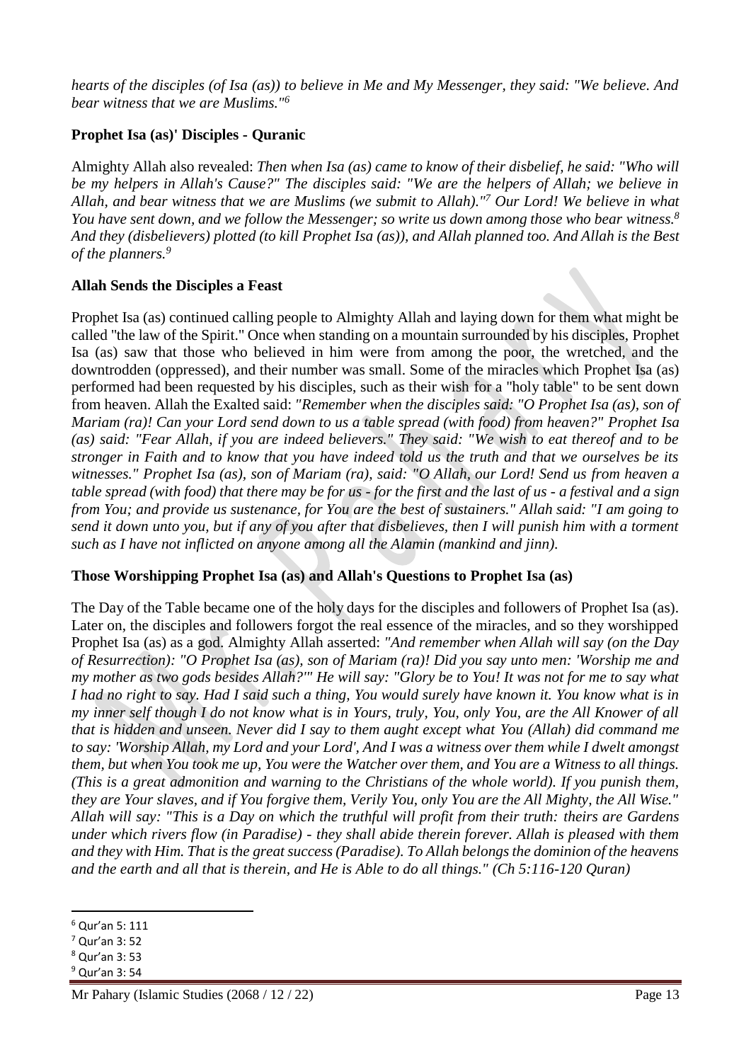*hearts of the disciples (of Isa (as)) to believe in Me and My Messenger, they said: "We believe. And bear witness that we are Muslims."*[6]

**Prophet Isa (as)' Disciples - Quranic**

Almighty Allah also revealed: *Then when Isa (as) came to know of their disbelief, he said: "Who will be my helpers in Allah's Cause?" The disciples said: "We are the helpers of Allah; we believe in Allah, and bear witness that we are Muslims (we submit to Allah)."*[7] *Our Lord! We believe in what You have sent down, and we follow the Messenger; so write us down among those who bear witness.*[8] *And they (disbelievers) plotted (to kill Prophet Isa (as)), and Allah planned too. And Allah is the Best of the planners.*[9]

**Allah Sends the Disciples a Feast**

Prophet Isa (as) continued calling people to Almighty Allah and laying down for them what might be called "the law of the Spirit." Once when standing on a mountain surrounded by his disciples, Prophet Isa (as) saw that those who believed in him were from among the poor, the wretched, and the downtrodden (oppressed), and their number was small. Some of the miracles which Prophet Isa (as) performed had been requested by his disciples, such as their wish for a "holy table" to be sent down from heaven. Allah the Exalted said: *"Remember when the disciples said: "O Prophet Isa (as), son of Mariam (ra)! Can your Lord send down to us a table spread (with food) from heaven?" Prophet Isa (as) said: "Fear Allah, if you are indeed believers." They said: "We wish to eat thereof and to be stronger in Faith and to know that you have indeed told us the truth and that we ourselves be its witnesses." Prophet Isa (as), son of Mariam (ra), said: "O Allah, our Lord! Send us from heaven a table spread (with food) that there may be for us - for the first and the last of us - a festival and a sign from You; and provide us sustenance, for You are the best of sustainers." Allah said: "I am going to send it down unto you, but if any of you after that disbelieves, then I will punish him with a torment such as I have not inflicted on anyone among all the Alamin (mankind and jinn).*

**Those Worshipping Prophet Isa (as) and Allah's Questions to Prophet Isa (as)**

The Day of the Table became one of the holy days for the disciples and followers of Prophet Isa (as). Later on, the disciples and followers forgot the real essence of the miracles, and so they worshipped Prophet Isa (as) as a god. Almighty Allah asserted: *"And remember when Allah will say (on the Day of Resurrection): "O Prophet Isa (as), son of Mariam (ra)! Did you say unto men: 'Worship me and my mother as two gods besides Allah?'" He will say: "Glory be to You! It was not for me to say what I had no right to say. Had I said such a thing, You would surely have known it. You know what is in my inner self though I do not know what is in Yours, truly, You, only You, are the All Knower of all that is hidden and unseen. Never did I say to them aught except what You (Allah) did command me to say: 'Worship Allah, my Lord and your Lord', And I was a witness over them while I dwelt amongst them, but when You took me up, You were the Watcher over them, and You are a Witness to all things. (This is a great admonition and warning to the Christians of the whole world). If you punish them, they are Your slaves, and if You forgive them, Verily You, only You are the All Mighty, the All Wise." Allah will say: "This is a Day on which the truthful will profit from their truth: theirs are Gardens under which rivers flow (in Paradise) - they shall abide therein forever. Allah is pleased with them and they with Him. That is the great success (Paradise). To Allah belongs the dominion of the heavens and the earth and all that is therein, and He is Able to do all things." (Ch 5:116-120 Quran)*

[6] Qur'an 5: 111
[7] Qur'an 3: 52
[8] Qur'an 3: 53
[9] Qur'an 3: 54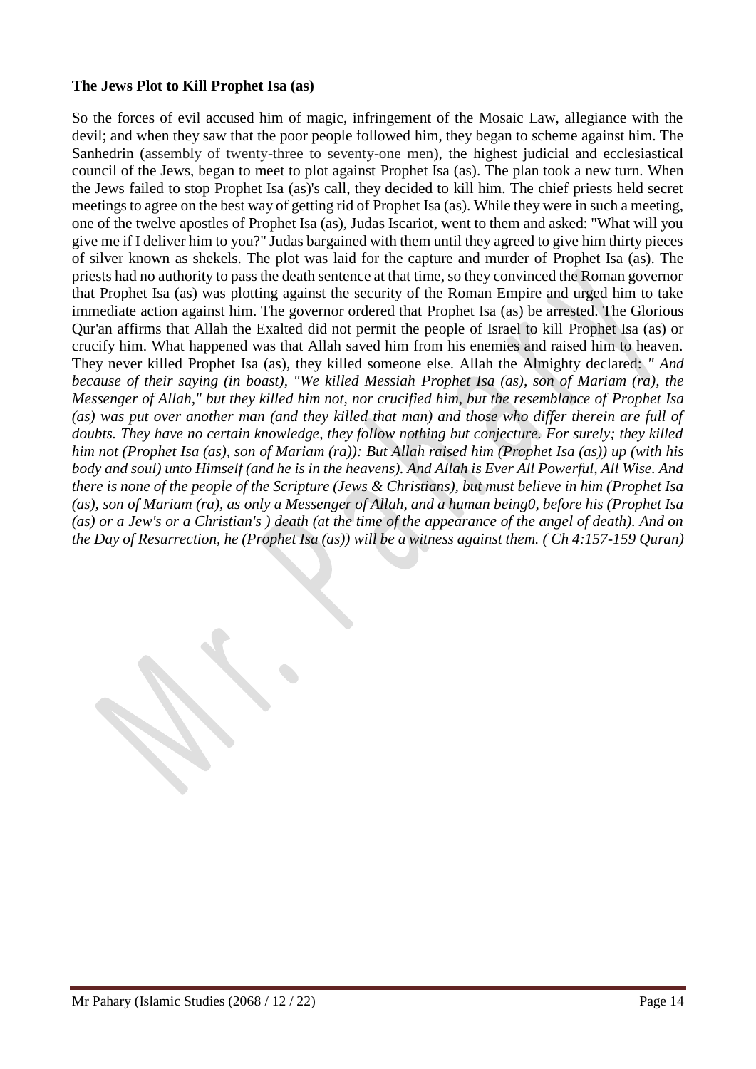**The Jews Plot to Kill Prophet Isa (as)**

So the forces of evil accused him of magic, infringement of the Mosaic Law, allegiance with the devil; and when they saw that the poor people followed him, they began to scheme against him. The Sanhedrin (assembly of twenty-three to seventy-one men), the highest judicial and ecclesiastical council of the Jews, began to meet to plot against Prophet Isa (as). The plan took a new turn. When the Jews failed to stop Prophet Isa (as)'s call, they decided to kill him. The chief priests held secret meetings to agree on the best way of getting rid of Prophet Isa (as). While they were in such a meeting, one of the twelve apostles of Prophet Isa (as), Judas Iscariot, went to them and asked: "What will you give me if I deliver him to you?" Judas bargained with them until they agreed to give him thirty pieces of silver known as shekels. The plot was laid for the capture and murder of Prophet Isa (as). The priests had no authority to pass the death sentence at that time, so they convinced the Roman governor that Prophet Isa (as) was plotting against the security of the Roman Empire and urged him to take immediate action against him. The governor ordered that Prophet Isa (as) be arrested. The Glorious Qur'an affirms that Allah the Exalted did not permit the people of Israel to kill Prophet Isa (as) or crucify him. What happened was that Allah saved him from his enemies and raised him to heaven. They never killed Prophet Isa (as), they killed someone else. Allah the Almighty declared: *" And because of their saying (in boast), "We killed Messiah Prophet Isa (as), son of Mariam (ra), the Messenger of Allah," but they killed him not, nor crucified him, but the resemblance of Prophet Isa (as) was put over another man (and they killed that man) and those who differ therein are full of doubts. They have no certain knowledge, they follow nothing but conjecture. For surely; they killed him not (Prophet Isa (as), son of Mariam (ra)): But Allah raised him (Prophet Isa (as)) up (with his body and soul) unto Himself (and he is in the heavens). And Allah is Ever All Powerful, All Wise. And there is none of the people of the Scripture (Jews & Christians), but must believe in him (Prophet Isa (as), son of Mariam (ra), as only a Messenger of Allah, and a human being0, before his (Prophet Isa (as) or a Jew's or a Christian's ) death (at the time of the appearance of the angel of death). And on the Day of Resurrection, he (Prophet Isa (as)) will be a witness against them. ( Ch 4:157-159 Quran)*